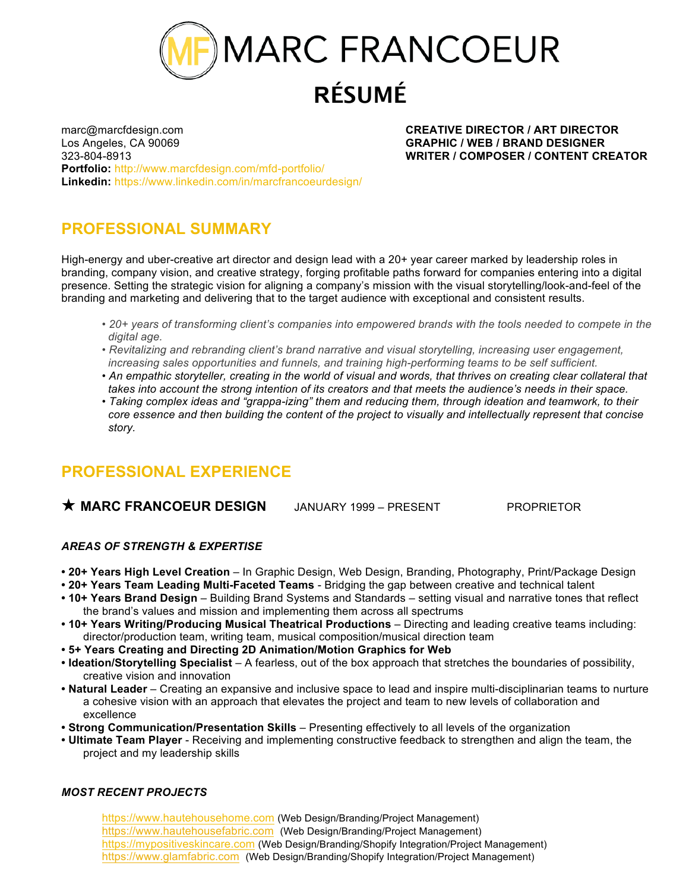# MF MARC FRANCOEUR

# RÉSUMÉ

marc@marcfdesign.com
Los Angeles, CA 90069
323-804-8913
**Portfolio:** http://www.marcfdesign.com/mfd-portfolio/
**Linkedin:** https://www.linkedin.com/in/marcfrancoeurdesign/

**CREATIVE DIRECTOR / ART DIRECTOR**
**GRAPHIC / WEB / BRAND DESIGNER**
**WRITER / COMPOSER / CONTENT CREATOR**

## PROFESSIONAL SUMMARY

High-energy and uber-creative art director and design lead with a 20+ year career marked by leadership roles in branding, company vision, and creative strategy, forging profitable paths forward for companies entering into a digital presence. Setting the strategic vision for aligning a company's mission with the visual storytelling/look-and-feel of the branding and marketing and delivering that to the target audience with exceptional and consistent results.

- *20+ years of transforming client's companies into empowered brands with the tools needed to compete in the digital age.*
- *Revitalizing and rebranding client's brand narrative and visual storytelling, increasing user engagement, increasing sales opportunities and funnels, and training high-performing teams to be self sufficient.*
- *An empathic storyteller, creating in the world of visual and words, that thrives on creating clear collateral that takes into account the strong intention of its creators and that meets the audience's needs in their space.*
- *Taking complex ideas and "grappa-izing" them and reducing them, through ideation and teamwork, to their core essence and then building the content of the project to visually and intellectually represent that concise story.*

## PROFESSIONAL EXPERIENCE

### ★ MARC FRANCOEUR DESIGN JANUARY 1999 – PRESENT PROPRIETOR

***AREAS OF STRENGTH & EXPERTISE***

- **20+ Years High Level Creation** – In Graphic Design, Web Design, Branding, Photography, Print/Package Design
- **20+ Years Team Leading Multi-Faceted Teams** - Bridging the gap between creative and technical talent
- **10+ Years Brand Design** – Building Brand Systems and Standards – setting visual and narrative tones that reflect the brand's values and mission and implementing them across all spectrums
- **10+ Years Writing/Producing Musical Theatrical Productions** – Directing and leading creative teams including: director/production team, writing team, musical composition/musical direction team
- **5+ Years Creating and Directing 2D Animation/Motion Graphics for Web**
- **Ideation/Storytelling Specialist** – A fearless, out of the box approach that stretches the boundaries of possibility, creative vision and innovation
- **Natural Leader** – Creating an expansive and inclusive space to lead and inspire multi-disciplinarian teams to nurture a cohesive vision with an approach that elevates the project and team to new levels of collaboration and excellence
- **Strong Communication/Presentation Skills** – Presenting effectively to all levels of the organization
- **Ultimate Team Player** - Receiving and implementing constructive feedback to strengthen and align the team, the project and my leadership skills

***MOST RECENT PROJECTS***

https://www.hautehousehome.com (Web Design/Branding/Project Management)
https://www.hautehousefabric.com (Web Design/Branding/Project Management)
https://mypositiveskincare.com (Web Design/Branding/Shopify Integration/Project Management)
https://www.glamfabric.com (Web Design/Branding/Shopify Integration/Project Management)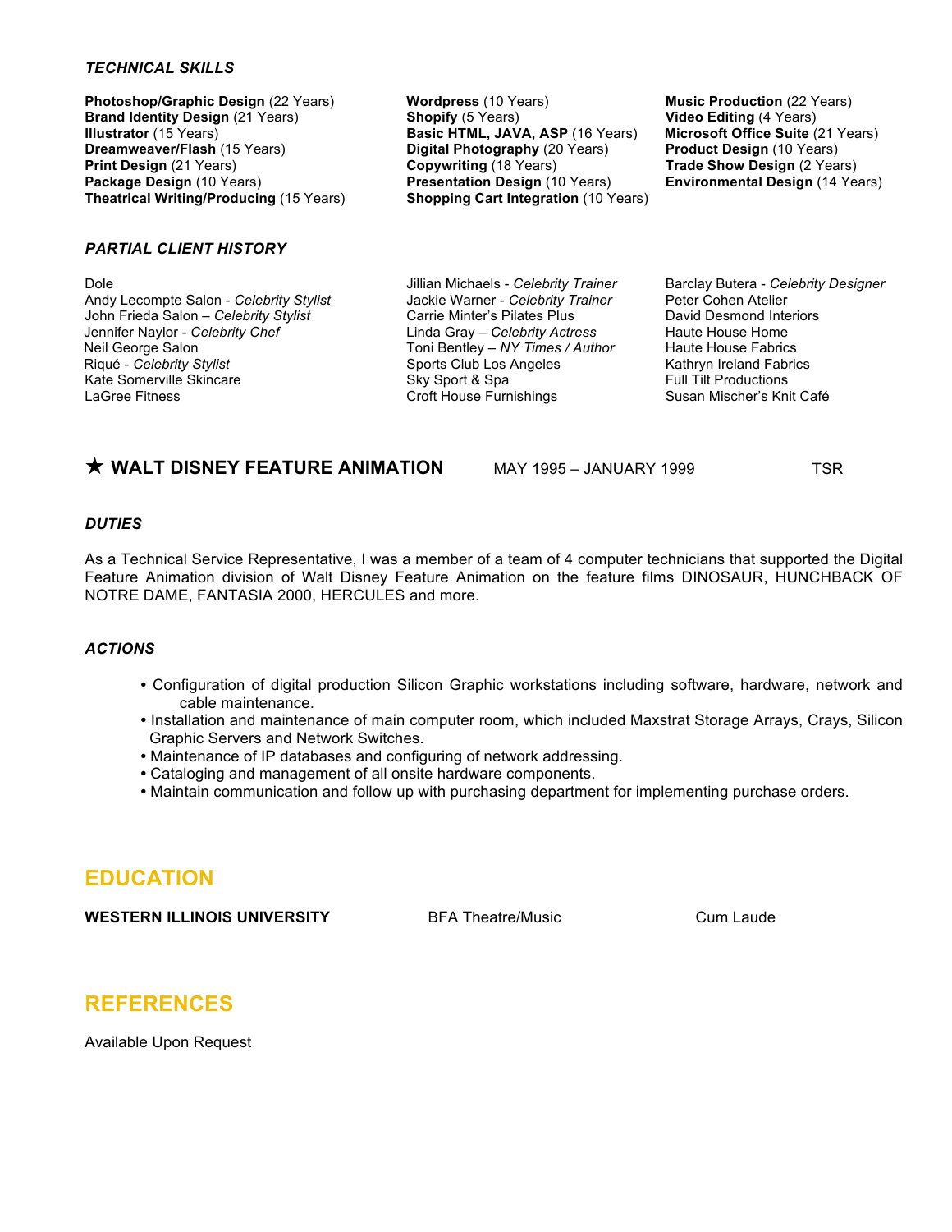### *TECHNICAL SKILLS*

**Photoshop/Graphic Design** (22 Years)
**Brand Identity Design** (21 Years)
**Illustrator** (15 Years)
**Dreamweaver/Flash** (15 Years)
**Print Design** (21 Years)
**Package Design** (10 Years)
**Theatrical Writing/Producing** (15 Years)

**Wordpress** (10 Years)
**Shopify** (5 Years)
**Basic HTML, JAVA, ASP** (16 Years)
**Digital Photography** (20 Years)
**Copywriting** (18 Years)
**Presentation Design** (10 Years)
**Shopping Cart Integration** (10 Years)

**Music Production** (22 Years)
**Video Editing** (4 Years)
**Microsoft Office Suite** (21 Years)
**Product Design** (10 Years)
**Trade Show Design** (2 Years)
**Environmental Design** (14 Years)

### *PARTIAL CLIENT HISTORY*

Dole
Andy Lecompte Salon - *Celebrity Stylist*
John Frieda Salon – *Celebrity Stylist*
Jennifer Naylor - *Celebrity Chef*
Neil George Salon
Riqué - *Celebrity Stylist*
Kate Somerville Skincare
LaGree Fitness

Jillian Michaels - *Celebrity Trainer*
Jackie Warner - *Celebrity Trainer*
Carrie Minter's Pilates Plus
Linda Gray – *Celebrity Actress*
Toni Bentley – *NY Times / Author*
Sports Club Los Angeles
Sky Sport & Spa
Croft House Furnishings

Barclay Butera - *Celebrity Designer*
Peter Cohen Atelier
David Desmond Interiors
Haute House Home
Haute House Fabrics
Kathryn Ireland Fabrics
Full Tilt Productions
Susan Mischer's Knit Café

### ★ WALT DISNEY FEATURE ANIMATION — MAY 1995 – JANUARY 1999 — TSR

#### *DUTIES*

As a Technical Service Representative, I was a member of a team of 4 computer technicians that supported the Digital Feature Animation division of Walt Disney Feature Animation on the feature films DINOSAUR, HUNCHBACK OF NOTRE DAME, FANTASIA 2000, HERCULES and more.

#### *ACTIONS*

- Configuration of digital production Silicon Graphic workstations including software, hardware, network and cable maintenance.
- Installation and maintenance of main computer room, which included Maxstrat Storage Arrays, Crays, Silicon Graphic Servers and Network Switches.
- Maintenance of IP databases and configuring of network addressing.
- Cataloging and management of all onsite hardware components.
- Maintain communication and follow up with purchasing department for implementing purchase orders.

## EDUCATION

**WESTERN ILLINOIS UNIVERSITY** — BFA Theatre/Music — Cum Laude

## REFERENCES

Available Upon Request